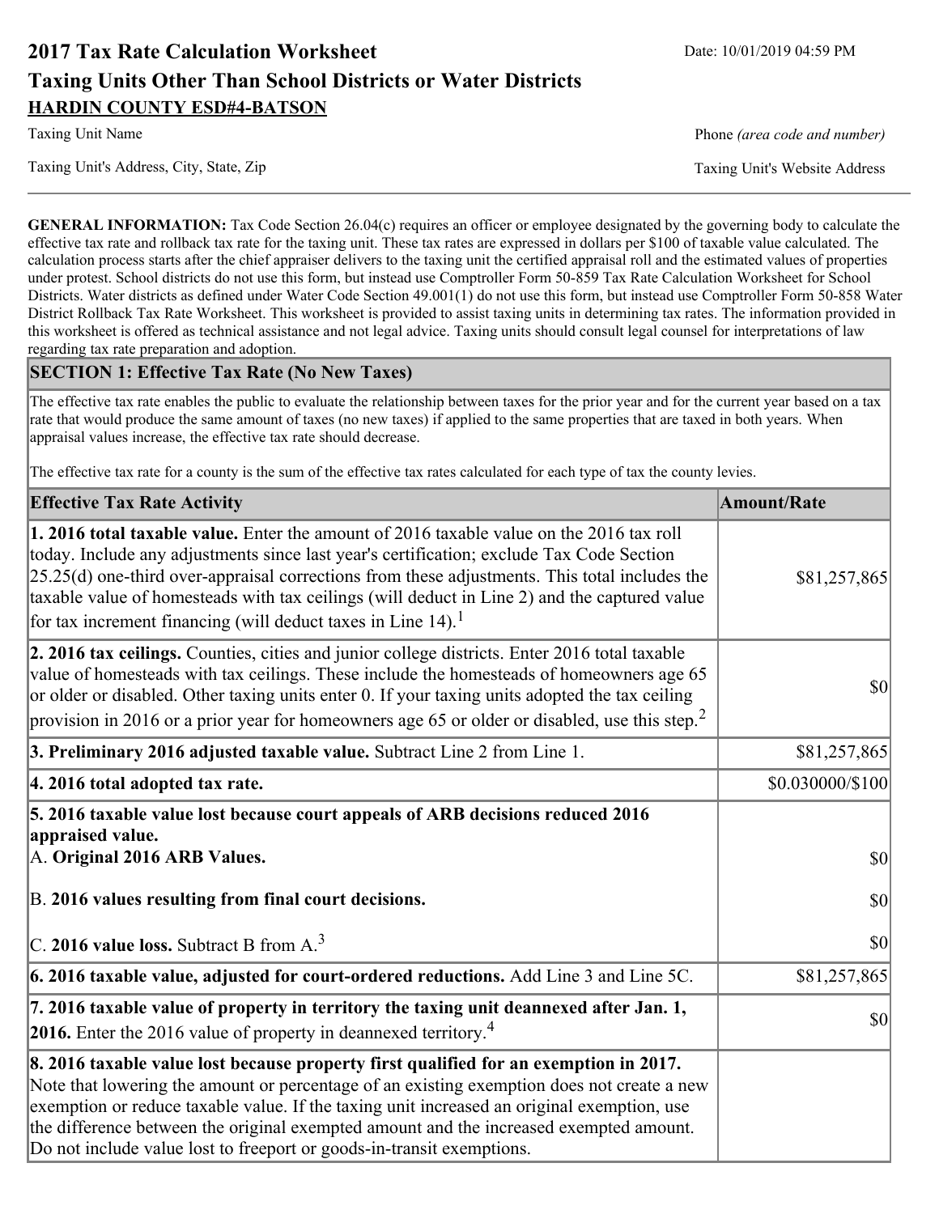# 2017 Tax Rate Calculation Worksheet

Date: 10/01/2019 04:59 PM

## Taxing Units Other Than School Districts or Water Districts

**HARDIN COUNTY ESD#4-BATSON**

Taxing Unit Name | Phone *(area code and number)*

Taxing Unit's Address, City, State, Zip | Taxing Unit's Website Address

---

**GENERAL INFORMATION:** Tax Code Section 26.04(c) requires an officer or employee designated by the governing body to calculate the effective tax rate and rollback tax rate for the taxing unit. These tax rates are expressed in dollars per $100 of taxable value calculated. The calculation process starts after the chief appraiser delivers to the taxing unit the certified appraisal roll and the estimated values of properties under protest. School districts do not use this form, but instead use Comptroller Form 50-859 Tax Rate Calculation Worksheet for School Districts. Water districts as defined under Water Code Section 49.001(1) do not use this form, but instead use Comptroller Form 50-858 Water District Rollback Tax Rate Worksheet. This worksheet is provided to assist taxing units in determining tax rates. The information provided in this worksheet is offered as technical assistance and not legal advice. Taxing units should consult legal counsel for interpretations of law regarding tax rate preparation and adoption.

## SECTION 1: Effective Tax Rate (No New Taxes)

The effective tax rate enables the public to evaluate the relationship between taxes for the prior year and for the current year based on a tax rate that would produce the same amount of taxes (no new taxes) if applied to the same properties that are taxed in both years. When appraisal values increase, the effective tax rate should decrease.

The effective tax rate for a county is the sum of the effective tax rates calculated for each type of tax the county levies.

| Effective Tax Rate Activity | Amount/Rate |
|---|---|
| **1. 2016 total taxable value.** Enter the amount of 2016 taxable value on the 2016 tax roll today. Include any adjustments since last year's certification; exclude Tax Code Section 25.25(d) one-third over-appraisal corrections from these adjustments. This total includes the taxable value of homesteads with tax ceilings (will deduct in Line 2) and the captured value for tax increment financing (will deduct taxes in Line 14).[1] | $81,257,865 |
| **2. 2016 tax ceilings.** Counties, cities and junior college districts. Enter 2016 total taxable value of homesteads with tax ceilings. These include the homesteads of homeowners age 65 or older or disabled. Other taxing units enter 0. If your taxing units adopted the tax ceiling provision in 2016 or a prior year for homeowners age 65 or older or disabled, use this step.[2] | $0 |
| **3. Preliminary 2016 adjusted taxable value.** Subtract Line 2 from Line 1. | $81,257,865 |
| **4. 2016 total adopted tax rate.** | $0.030000/$100 |
| **5. 2016 taxable value lost because court appeals of ARB decisions reduced 2016 appraised value.** | |
| A. **Original 2016 ARB Values.** | $0 |
| B. **2016 values resulting from final court decisions.** | $0 |
| C. **2016 value loss.** Subtract B from A.[3] | $0 |
| **6. 2016 taxable value, adjusted for court-ordered reductions.** Add Line 3 and Line 5C. | $81,257,865 |
| **7. 2016 taxable value of property in territory the taxing unit deannexed after Jan. 1, 2016.** Enter the 2016 value of property in deannexed territory.[4] | $0 |
| **8. 2016 taxable value lost because property first qualified for an exemption in 2017.** Note that lowering the amount or percentage of an existing exemption does not create a new exemption or reduce taxable value. If the taxing unit increased an original exemption, use the difference between the original exempted amount and the increased exempted amount. Do not include value lost to freeport or goods-in-transit exemptions. | |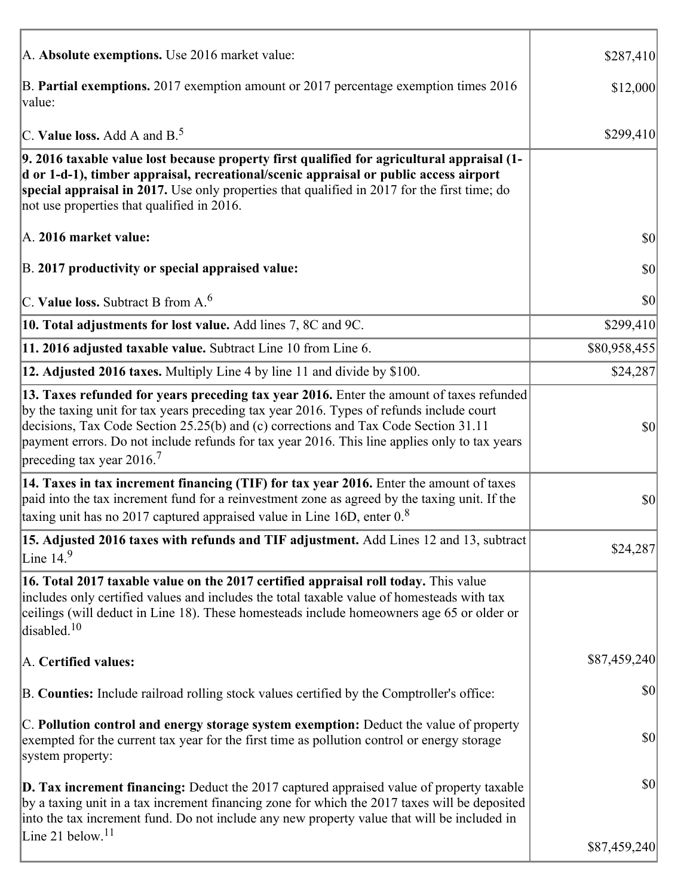| | |
|---|---|
| A. **Absolute exemptions.** Use 2016 market value: | $287,410 |
| B. **Partial exemptions.** 2017 exemption amount or 2017 percentage exemption times 2016 value: | $12,000 |
| C. **Value loss.** Add A and B.[5] | $299,410 |
| **9. 2016 taxable value lost because property first qualified for agricultural appraisal (1-d or 1-d-1), timber appraisal, recreational/scenic appraisal or public access airport special appraisal in 2017.** Use only properties that qualified in 2017 for the first time; do not use properties that qualified in 2016. | |
| A. **2016 market value:** | $0 |
| B. **2017 productivity or special appraised value:** | $0 |
| C. **Value loss.** Subtract B from A.[6] | $0 |
| **10. Total adjustments for lost value.** Add lines 7, 8C and 9C. | $299,410 |
| **11. 2016 adjusted taxable value.** Subtract Line 10 from Line 6. | $80,958,455 |
| **12. Adjusted 2016 taxes.** Multiply Line 4 by line 11 and divide by $100. | $24,287 |
| **13. Taxes refunded for years preceding tax year 2016.** Enter the amount of taxes refunded by the taxing unit for tax years preceding tax year 2016. Types of refunds include court decisions, Tax Code Section 25.25(b) and (c) corrections and Tax Code Section 31.11 payment errors. Do not include refunds for tax year 2016. This line applies only to tax years preceding tax year 2016.[7] | $0 |
| **14. Taxes in tax increment financing (TIF) for tax year 2016.** Enter the amount of taxes paid into the tax increment fund for a reinvestment zone as agreed by the taxing unit. If the taxing unit has no 2017 captured appraised value in Line 16D, enter 0.[8] | $0 |
| **15. Adjusted 2016 taxes with refunds and TIF adjustment.** Add Lines 12 and 13, subtract Line 14.[9] | $24,287 |
| **16. Total 2017 taxable value on the 2017 certified appraisal roll today.** This value includes only certified values and includes the total taxable value of homesteads with tax ceilings (will deduct in Line 18). These homesteads include homeowners age 65 or older or disabled.[10] | |
| A. **Certified values:** | $87,459,240 |
| B. **Counties:** Include railroad rolling stock values certified by the Comptroller's office: | $0 |
| C. **Pollution control and energy storage system exemption:** Deduct the value of property exempted for the current tax year for the first time as pollution control or energy storage system property: | $0 |
| **D. Tax increment financing:** Deduct the 2017 captured appraised value of property taxable by a taxing unit in a tax increment financing zone for which the 2017 taxes will be deposited into the tax increment fund. Do not include any new property value that will be included in Line 21 below.[11] | $0<br>$87,459,240 |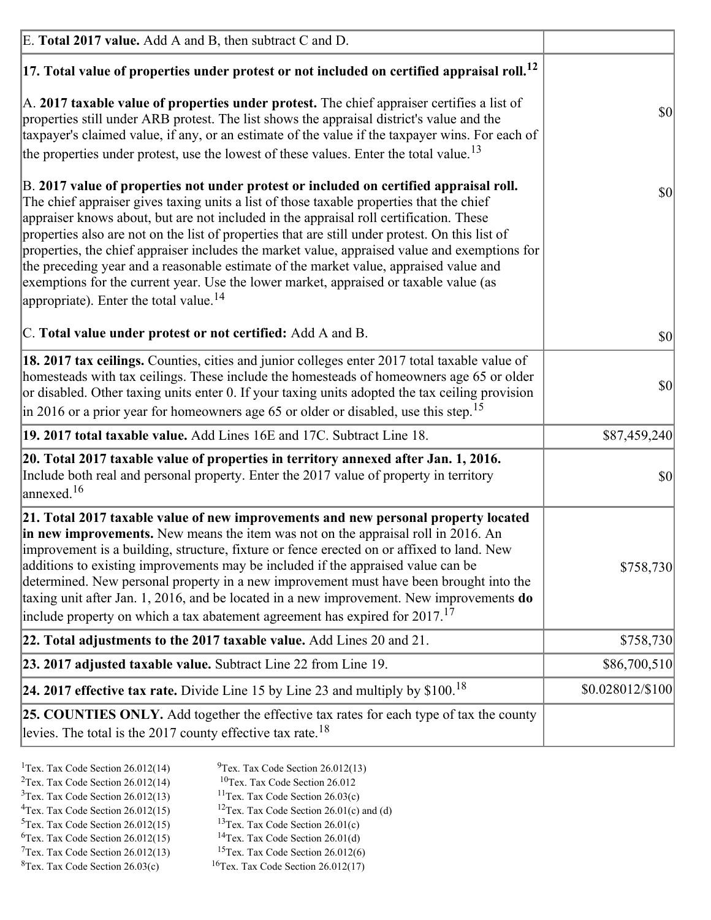| | |
|---|---|
| E. **Total 2017 value.** Add A and B, then subtract C and D. | |
| **17. Total value of properties under protest or not included on certified appraisal roll.**[12] | |
| A. **2017 taxable value of properties under protest.** The chief appraiser certifies a list of properties still under ARB protest. The list shows the appraisal district's value and the taxpayer's claimed value, if any, or an estimate of the value if the taxpayer wins. For each of the properties under protest, use the lowest of these values. Enter the total value.[13] | $0 |
| B. **2017 value of properties not under protest or included on certified appraisal roll.** The chief appraiser gives taxing units a list of those taxable properties that the chief appraiser knows about, but are not included in the appraisal roll certification. These properties also are not on the list of properties that are still under protest. On this list of properties, the chief appraiser includes the market value, appraised value and exemptions for the preceding year and a reasonable estimate of the market value, appraised value and exemptions for the current year. Use the lower market, appraised or taxable value (as appropriate). Enter the total value.[14] | $0 |
| C. **Total value under protest or not certified:** Add A and B. | $0 |
| **18. 2017 tax ceilings.** Counties, cities and junior colleges enter 2017 total taxable value of homesteads with tax ceilings. These include the homesteads of homeowners age 65 or older or disabled. Other taxing units enter 0. If your taxing units adopted the tax ceiling provision in 2016 or a prior year for homeowners age 65 or older or disabled, use this step.[15] | $0 |
| **19. 2017 total taxable value.** Add Lines 16E and 17C. Subtract Line 18. | $87,459,240 |
| **20. Total 2017 taxable value of properties in territory annexed after Jan. 1, 2016.** Include both real and personal property. Enter the 2017 value of property in territory annexed.[16] | $0 |
| **21. Total 2017 taxable value of new improvements and new personal property located in new improvements.** New means the item was not on the appraisal roll in 2016. An improvement is a building, structure, fixture or fence erected on or affixed to land. New additions to existing improvements may be included if the appraised value can be determined. New personal property in a new improvement must have been brought into the taxing unit after Jan. 1, 2016, and be located in a new improvement. New improvements **do** include property on which a tax abatement agreement has expired for 2017.[17] | $758,730 |
| **22. Total adjustments to the 2017 taxable value.** Add Lines 20 and 21. | $758,730 |
| **23. 2017 adjusted taxable value.** Subtract Line 22 from Line 19. | $86,700,510 |
| **24. 2017 effective tax rate.** Divide Line 15 by Line 23 and multiply by $100.[18] | $0.028012/$100 |
| **25. COUNTIES ONLY.** Add together the effective tax rates for each type of tax the county levies. The total is the 2017 county effective tax rate.[18] | |

[1]Tex. Tax Code Section 26.012(14)
[2]Tex. Tax Code Section 26.012(14)
[3]Tex. Tax Code Section 26.012(13)
[4]Tex. Tax Code Section 26.012(15)
[5]Tex. Tax Code Section 26.012(15)
[6]Tex. Tax Code Section 26.012(15)
[7]Tex. Tax Code Section 26.012(13)
[8]Tex. Tax Code Section 26.03(c)
[9]Tex. Tax Code Section 26.012(13)
[10]Tex. Tax Code Section 26.012
[11]Tex. Tax Code Section 26.03(c)
[12]Tex. Tax Code Section 26.01(c) and (d)
[13]Tex. Tax Code Section 26.01(c)
[14]Tex. Tax Code Section 26.01(d)
[15]Tex. Tax Code Section 26.012(6)
[16]Tex. Tax Code Section 26.012(17)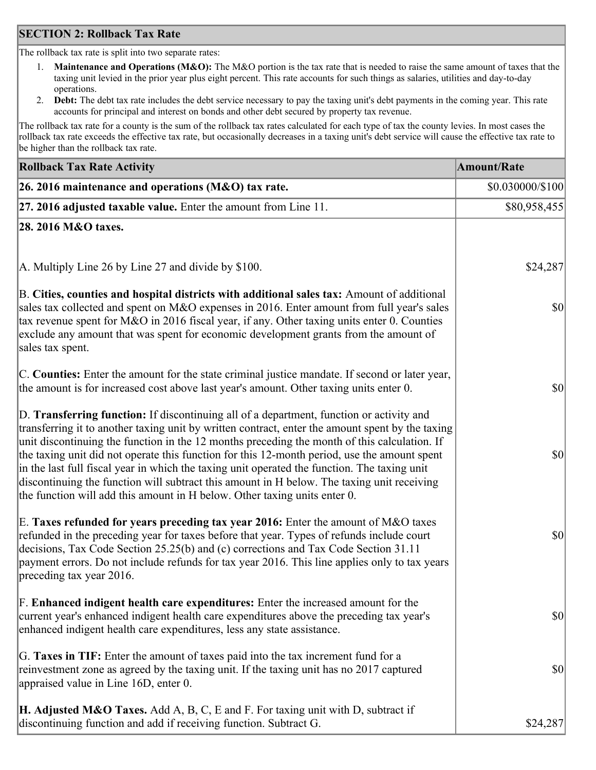## SECTION 2: Rollback Tax Rate

The rollback tax rate is split into two separate rates:

1. **Maintenance and Operations (M&O):** The M&O portion is the tax rate that is needed to raise the same amount of taxes that the taxing unit levied in the prior year plus eight percent. This rate accounts for such things as salaries, utilities and day-to-day operations.
2. **Debt:** The debt tax rate includes the debt service necessary to pay the taxing unit's debt payments in the coming year. This rate accounts for principal and interest on bonds and other debt secured by property tax revenue.

The rollback tax rate for a county is the sum of the rollback tax rates calculated for each type of tax the county levies. In most cases the rollback tax rate exceeds the effective tax rate, but occasionally decreases in a taxing unit's debt service will cause the effective tax rate to be higher than the rollback tax rate.

| Rollback Tax Rate Activity | Amount/Rate |
|---|---|
| **26. 2016 maintenance and operations (M&O) tax rate.** | $0.030000/$100 |
| **27. 2016 adjusted taxable value.** Enter the amount from Line 11. | $80,958,455 |
| **28. 2016 M&O taxes.** | |
| A. Multiply Line 26 by Line 27 and divide by $100. | $24,287 |
| B. **Cities, counties and hospital districts with additional sales tax:** Amount of additional sales tax collected and spent on M&O expenses in 2016. Enter amount from full year's sales tax revenue spent for M&O in 2016 fiscal year, if any. Other taxing units enter 0. Counties exclude any amount that was spent for economic development grants from the amount of sales tax spent. | $0 |
| C. **Counties:** Enter the amount for the state criminal justice mandate. If second or later year, the amount is for increased cost above last year's amount. Other taxing units enter 0. | $0 |
| D. **Transferring function:** If discontinuing all of a department, function or activity and transferring it to another taxing unit by written contract, enter the amount spent by the taxing unit discontinuing the function in the 12 months preceding the month of this calculation. If the taxing unit did not operate this function for this 12-month period, use the amount spent in the last full fiscal year in which the taxing unit operated the function. The taxing unit discontinuing the function will subtract this amount in H below. The taxing unit receiving the function will add this amount in H below. Other taxing units enter 0. | $0 |
| E. **Taxes refunded for years preceding tax year 2016:** Enter the amount of M&O taxes refunded in the preceding year for taxes before that year. Types of refunds include court decisions, Tax Code Section 25.25(b) and (c) corrections and Tax Code Section 31.11 payment errors. Do not include refunds for tax year 2016. This line applies only to tax years preceding tax year 2016. | $0 |
| F. **Enhanced indigent health care expenditures:** Enter the increased amount for the current year's enhanced indigent health care expenditures above the preceding tax year's enhanced indigent health care expenditures, less any state assistance. | $0 |
| G. **Taxes in TIF:** Enter the amount of taxes paid into the tax increment fund for a reinvestment zone as agreed by the taxing unit. If the taxing unit has no 2017 captured appraised value in Line 16D, enter 0. | $0 |
| **H. Adjusted M&O Taxes.** Add A, B, C, E and F. For taxing unit with D, subtract if discontinuing function and add if receiving function. Subtract G. | $24,287 |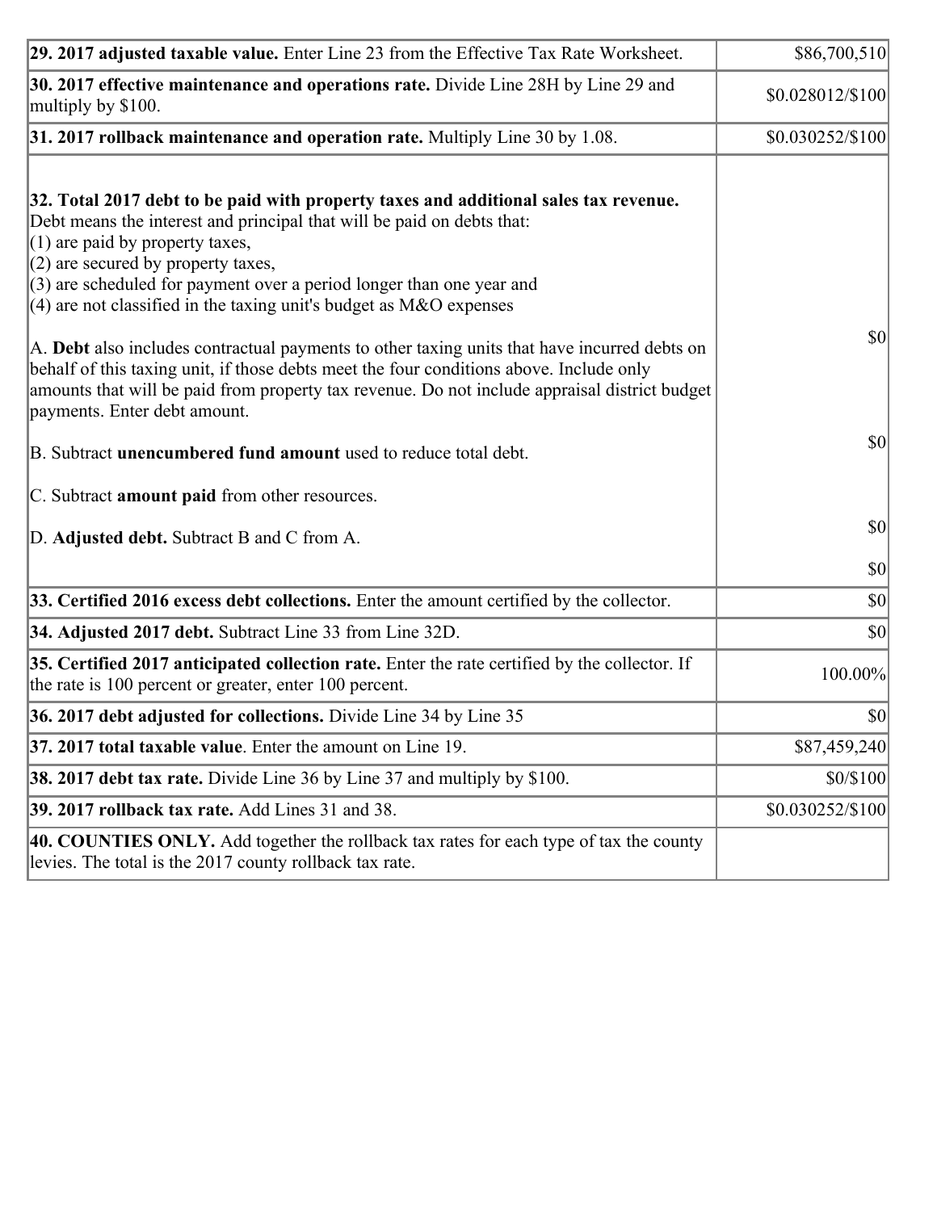| | |
|---|---|
| **29. 2017 adjusted taxable value.** Enter Line 23 from the Effective Tax Rate Worksheet. | $86,700,510 |
| **30. 2017 effective maintenance and operations rate.** Divide Line 28H by Line 29 and multiply by $100. | $0.028012/$100 |
| **31. 2017 rollback maintenance and operation rate.** Multiply Line 30 by 1.08. | $0.030252/$100 |
| **32. Total 2017 debt to be paid with property taxes and additional sales tax revenue.** Debt means the interest and principal that will be paid on debts that:<br>(1) are paid by property taxes,<br>(2) are secured by property taxes,<br>(3) are scheduled for payment over a period longer than one year and<br>(4) are not classified in the taxing unit's budget as M&O expenses<br><br>A. **Debt** also includes contractual payments to other taxing units that have incurred debts on behalf of this taxing unit, if those debts meet the four conditions above. Include only amounts that will be paid from property tax revenue. Do not include appraisal district budget payments. Enter debt amount.<br><br>B. Subtract **unencumbered fund amount** used to reduce total debt.<br><br>C. Subtract **amount paid** from other resources.<br><br>D. **Adjusted debt.** Subtract B and C from A. | $0<br><br>$0<br><br>$0<br><br>$0 |
| **33. Certified 2016 excess debt collections.** Enter the amount certified by the collector. | $0 |
| **34. Adjusted 2017 debt.** Subtract Line 33 from Line 32D. | $0 |
| **35. Certified 2017 anticipated collection rate.** Enter the rate certified by the collector. If the rate is 100 percent or greater, enter 100 percent. | 100.00% |
| **36. 2017 debt adjusted for collections.** Divide Line 34 by Line 35 | $0 |
| **37. 2017 total taxable value**. Enter the amount on Line 19. | $87,459,240 |
| **38. 2017 debt tax rate.** Divide Line 36 by Line 37 and multiply by $100. | $0/$100 |
| **39. 2017 rollback tax rate.** Add Lines 31 and 38. | $0.030252/$100 |
| **40. COUNTIES ONLY.** Add together the rollback tax rates for each type of tax the county levies. The total is the 2017 county rollback tax rate. | |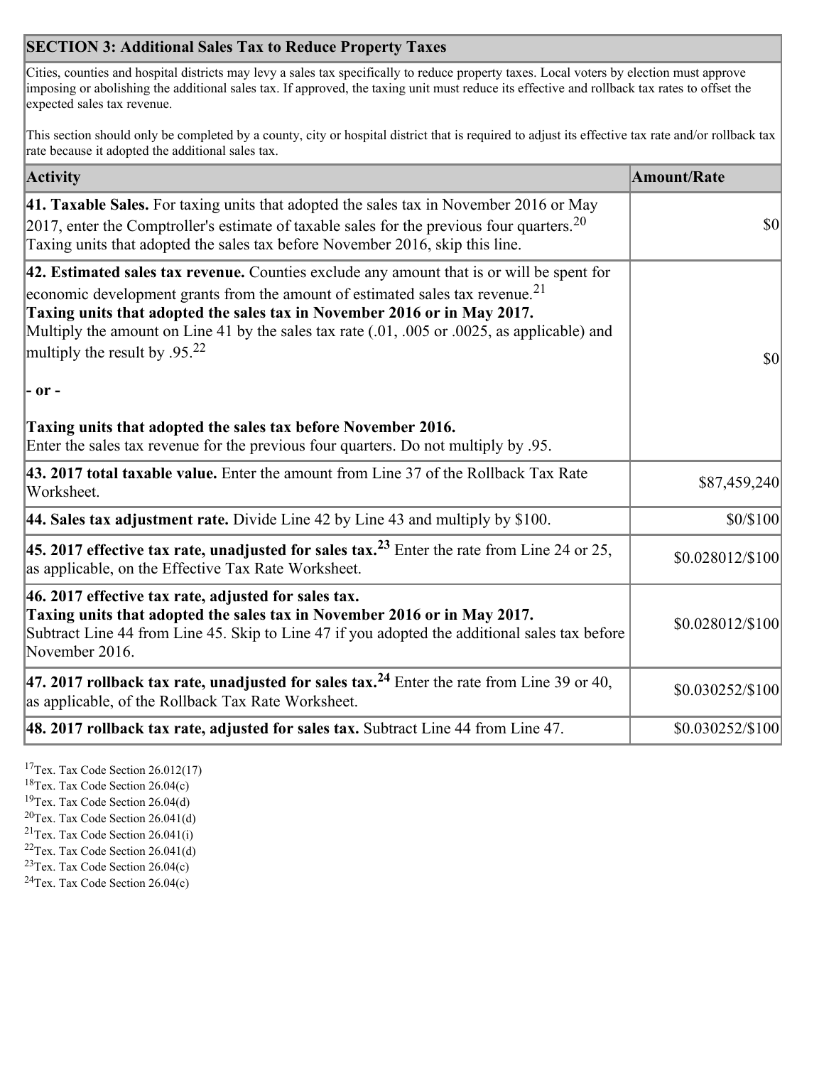## SECTION 3: Additional Sales Tax to Reduce Property Taxes

Cities, counties and hospital districts may levy a sales tax specifically to reduce property taxes. Local voters by election must approve imposing or abolishing the additional sales tax. If approved, the taxing unit must reduce its effective and rollback tax rates to offset the expected sales tax revenue.

This section should only be completed by a county, city or hospital district that is required to adjust its effective tax rate and/or rollback tax rate because it adopted the additional sales tax.

| Activity | Amount/Rate |
|---|---|
| **41. Taxable Sales.** For taxing units that adopted the sales tax in November 2016 or May 2017, enter the Comptroller's estimate of taxable sales for the previous four quarters.[20] Taxing units that adopted the sales tax before November 2016, skip this line. | $0 |
| **42. Estimated sales tax revenue.** Counties exclude any amount that is or will be spent for economic development grants from the amount of estimated sales tax revenue.[21] **Taxing units that adopted the sales tax in November 2016 or in May 2017.** Multiply the amount on Line 41 by the sales tax rate (.01, .005 or .0025, as applicable) and multiply the result by .95.[22] **- or -** **Taxing units that adopted the sales tax before November 2016.** Enter the sales tax revenue for the previous four quarters. Do not multiply by .95. | $0 |
| **43. 2017 total taxable value.** Enter the amount from Line 37 of the Rollback Tax Rate Worksheet. | $87,459,240 |
| **44. Sales tax adjustment rate.** Divide Line 42 by Line 43 and multiply by $100. | $0/$100 |
| **45. 2017 effective tax rate, unadjusted for sales tax.**[23] Enter the rate from Line 24 or 25, as applicable, on the Effective Tax Rate Worksheet. | $0.028012/$100 |
| **46. 2017 effective tax rate, adjusted for sales tax.** **Taxing units that adopted the sales tax in November 2016 or in May 2017.** Subtract Line 44 from Line 45. Skip to Line 47 if you adopted the additional sales tax before November 2016. | $0.028012/$100 |
| **47. 2017 rollback tax rate, unadjusted for sales tax.**[24] Enter the rate from Line 39 or 40, as applicable, of the Rollback Tax Rate Worksheet. | $0.030252/$100 |
| **48. 2017 rollback tax rate, adjusted for sales tax.** Subtract Line 44 from Line 47. | $0.030252/$100 |

[17] Tex. Tax Code Section 26.012(17)
[18] Tex. Tax Code Section 26.04(c)
[19] Tex. Tax Code Section 26.04(d)
[20] Tex. Tax Code Section 26.041(d)
[21] Tex. Tax Code Section 26.041(i)
[22] Tex. Tax Code Section 26.041(d)
[23] Tex. Tax Code Section 26.04(c)
[24] Tex. Tax Code Section 26.04(c)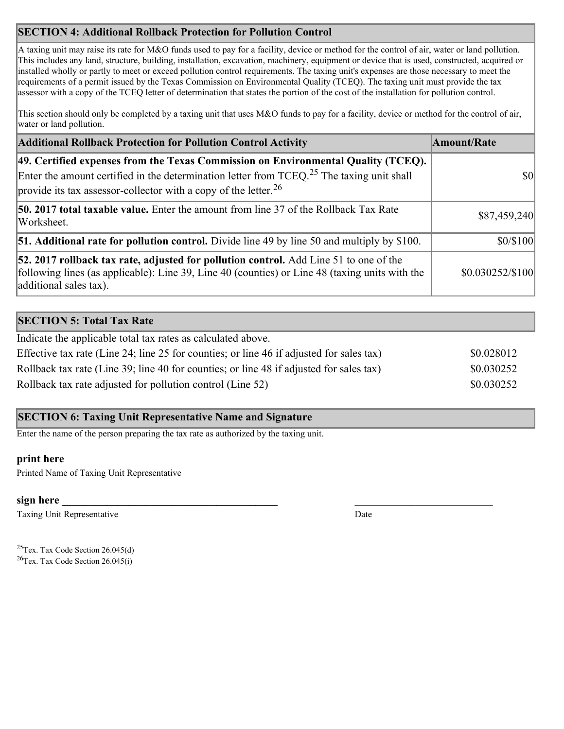## SECTION 4: Additional Rollback Protection for Pollution Control

A taxing unit may raise its rate for M&O funds used to pay for a facility, device or method for the control of air, water or land pollution. This includes any land, structure, building, installation, excavation, machinery, equipment or device that is used, constructed, acquired or installed wholly or partly to meet or exceed pollution control requirements. The taxing unit's expenses are those necessary to meet the requirements of a permit issued by the Texas Commission on Environmental Quality (TCEQ). The taxing unit must provide the tax assessor with a copy of the TCEQ letter of determination that states the portion of the cost of the installation for pollution control.

This section should only be completed by a taxing unit that uses M&O funds to pay for a facility, device or method for the control of air, water or land pollution.

| Additional Rollback Protection for Pollution Control Activity | Amount/Rate |
|---|---|
| **49. Certified expenses from the Texas Commission on Environmental Quality (TCEQ).** Enter the amount certified in the determination letter from TCEQ.[25] The taxing unit shall provide its tax assessor-collector with a copy of the letter.[26] | $0 |
| **50. 2017 total taxable value.** Enter the amount from line 37 of the Rollback Tax Rate Worksheet. | $87,459,240 |
| **51. Additional rate for pollution control.** Divide line 49 by line 50 and multiply by $100. | $0/$100 |
| **52. 2017 rollback tax rate, adjusted for pollution control.** Add Line 51 to one of the following lines (as applicable): Line 39, Line 40 (counties) or Line 48 (taxing units with the additional sales tax). | $0.030252/$100 |

## SECTION 5: Total Tax Rate

Indicate the applicable total tax rates as calculated above.

| | |
|---|---|
| Effective tax rate (Line 24; line 25 for counties; or line 46 if adjusted for sales tax) | $0.028012 |
| Rollback tax rate (Line 39; line 40 for counties; or line 48 if adjusted for sales tax) | $0.030252 |
| Rollback tax rate adjusted for pollution control (Line 52) | $0.030252 |

## SECTION 6: Taxing Unit Representative Name and Signature

Enter the name of the person preparing the tax rate as authorized by the taxing unit.

**print here**

Printed Name of Taxing Unit Representative

**sign here** ________________________________________ ____________________________

Taxing Unit Representative Date

[25]Tex. Tax Code Section 26.045(d)
[26]Tex. Tax Code Section 26.045(i)